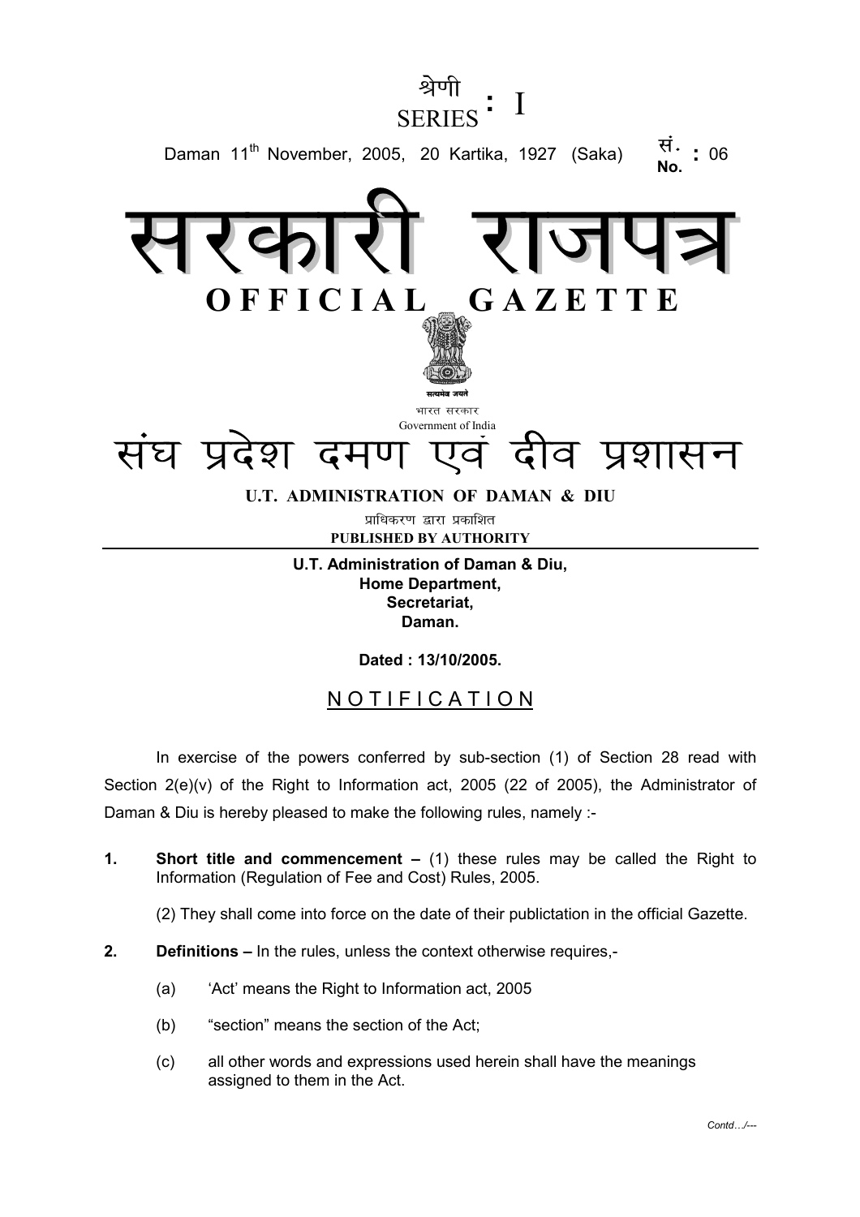श्रेणी
SERIES : I

Daman 11th November, 2005, 20 Kartika, 1927 (Saka) सं. No. : 06

# सरकारी राजपत्र
# OFFICIAL GAZETTE

सत्यमेव जयते

भारत सरकार
Government of India

## संघ प्रदेश दमण एवं दीव प्रशासन

**U.T. ADMINISTRATION OF DAMAN & DIU**

प्राधिकरण द्वारा प्रकाशित
**PUBLISHED BY AUTHORITY**

**U.T. Administration of Daman & Diu,**
**Home Department,**
**Secretariat,**
**Daman.**

**Dated : 13/10/2005.**

## NOTIFICATION

In exercise of the powers conferred by sub-section (1) of Section 28 read with Section 2(e)(v) of the Right to Information act, 2005 (22 of 2005), the Administrator of Daman & Diu is hereby pleased to make the following rules, namely :-

**1. Short title and commencement –** (1) these rules may be called the Right to Information (Regulation of Fee and Cost) Rules, 2005.

(2) They shall come into force on the date of their publictation in the official Gazette.

**2. Definitions –** In the rules, unless the context otherwise requires,-

(a) 'Act' means the Right to Information act, 2005

(b) "section" means the section of the Act;

(c) all other words and expressions used herein shall have the meanings assigned to them in the Act.

*Contd…/---*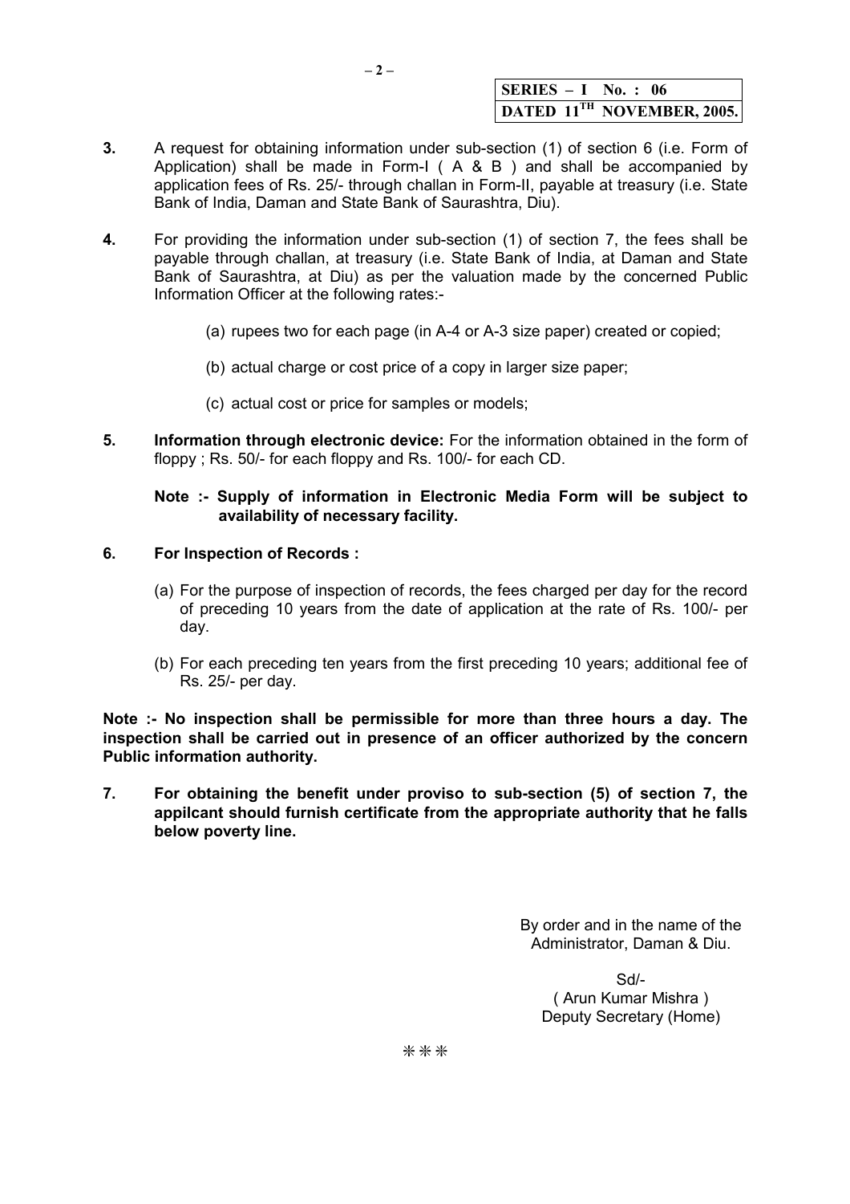| SERIES – I No. : 06 |
|---|
| DATED 11TH NOVEMBER, 2005. |

**3.** A request for obtaining information under sub-section (1) of section 6 (i.e. Form of Application) shall be made in Form-I ( A & B ) and shall be accompanied by application fees of Rs. 25/- through challan in Form-II, payable at treasury (i.e. State Bank of India, Daman and State Bank of Saurashtra, Diu).

**4.** For providing the information under sub-section (1) of section 7, the fees shall be payable through challan, at treasury (i.e. State Bank of India, at Daman and State Bank of Saurashtra, at Diu) as per the valuation made by the concerned Public Information Officer at the following rates:-

(a) rupees two for each page (in A-4 or A-3 size paper) created or copied;

(b) actual charge or cost price of a copy in larger size paper;

(c) actual cost or price for samples or models;

**5. Information through electronic device:** For the information obtained in the form of floppy ; Rs. 50/- for each floppy and Rs. 100/- for each CD.

**Note :- Supply of information in Electronic Media Form will be subject to availability of necessary facility.**

**6. For Inspection of Records :**

(a) For the purpose of inspection of records, the fees charged per day for the record of preceding 10 years from the date of application at the rate of Rs. 100/- per day.

(b) For each preceding ten years from the first preceding 10 years; additional fee of Rs. 25/- per day.

**Note :- No inspection shall be permissible for more than three hours a day. The inspection shall be carried out in presence of an officer authorized by the concern Public information authority.**

**7. For obtaining the benefit under proviso to sub-section (5) of section 7, the appilcant should furnish certificate from the appropriate authority that he falls below poverty line.**

By order and in the name of the Administrator, Daman & Diu.

Sd/-
( Arun Kumar Mishra )
Deputy Secretary (Home)

✻ ✻ ✻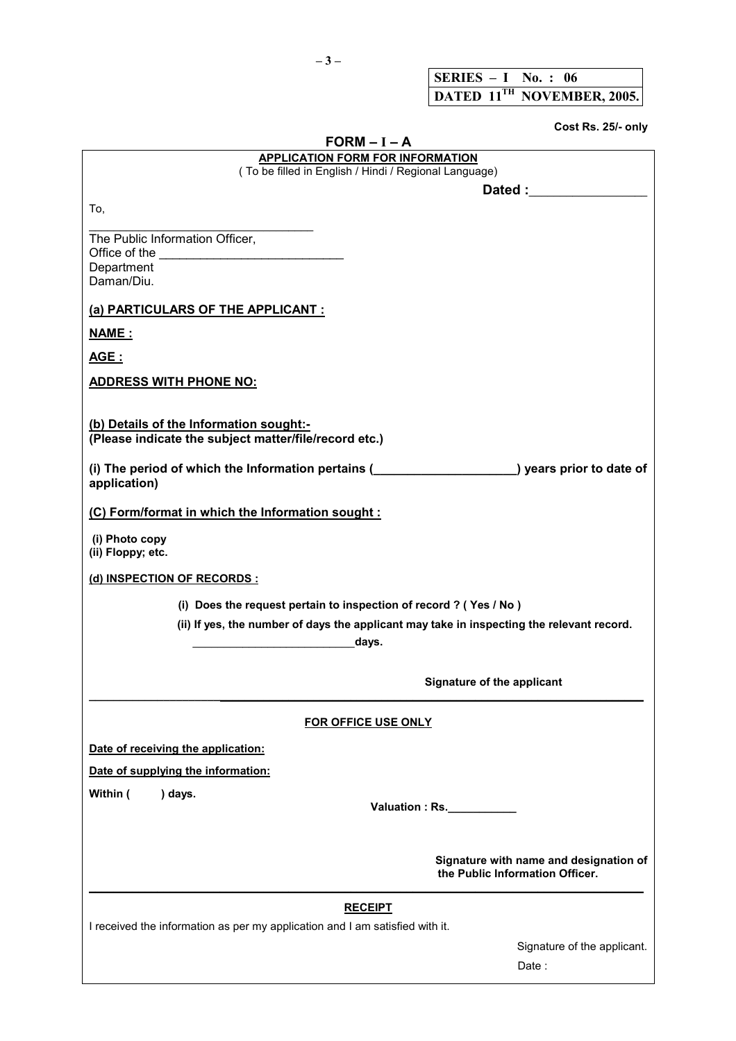| SERIES – I No. : 06 |
|---|
| DATED 11[TH] NOVEMBER, 2005. |

**Cost Rs. 25/- only**

## FORM – I – A

**APPLICATION FORM FOR INFORMATION**

( To be filled in English / Hindi / Regional Language)

**Dated :**________________

To,

________________________________

The Public Information Officer,
Office of the __________________________
Department
Daman/Diu.

**(a) PARTICULARS OF THE APPLICANT :**

**NAME :**

**AGE :**

**ADDRESS WITH PHONE NO:**

**(b) Details of the Information sought:-**
**(Please indicate the subject matter/file/record etc.)**

**(i) The period of which the Information pertains (____________________) years prior to date of application)**

**(C) Form/format in which the Information sought :**

**(i) Photo copy**
**(ii) Floppy; etc.**

**(d) INSPECTION OF RECORDS :**

**(i) Does the request pertain to inspection of record ? ( Yes / No )**

**(ii) If yes, the number of days the applicant may take in inspecting the relevant record.**
________________________**days.**

**Signature of the applicant**

---

**FOR OFFICE USE ONLY**

**Date of receiving the application:**

**Date of supplying the information:**

**Within (   ) days.**

**Valuation : Rs.**__________

**Signature with name and designation of the Public Information Officer.**

---

**RECEIPT**

I received the information as per my application and I am satisfied with it.

Signature of the applicant.

Date :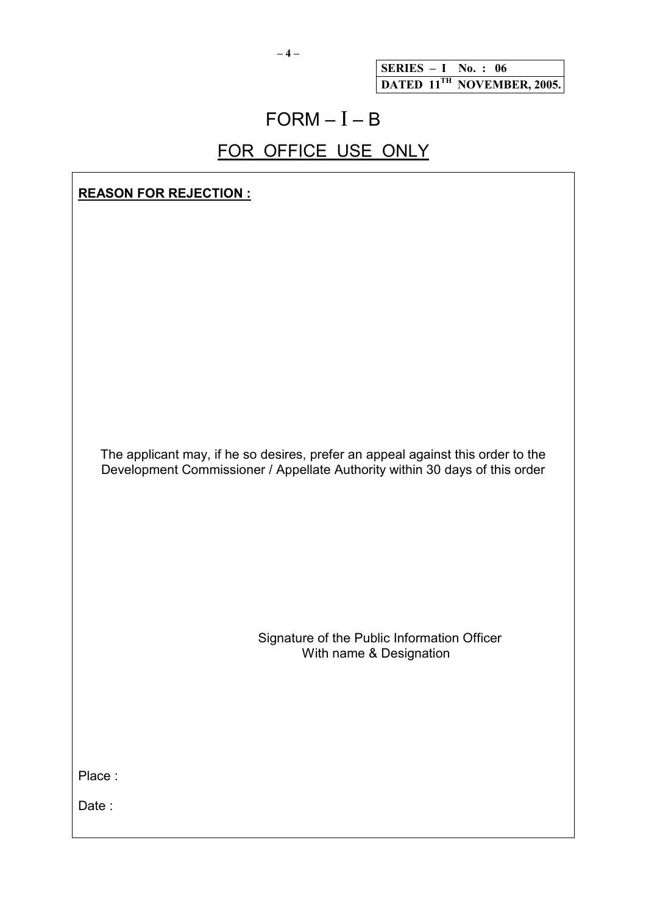| SERIES – I No. : 06 |
|---|
| DATED 11TH NOVEMBER, 2005. |

# FORM – I – B

## FOR OFFICE USE ONLY

**REASON FOR REJECTION :**

The applicant may, if he so desires, prefer an appeal against this order to the Development Commissioner / Appellate Authority within 30 days of this order

Signature of the Public Information Officer
With name & Designation

Place :

Date :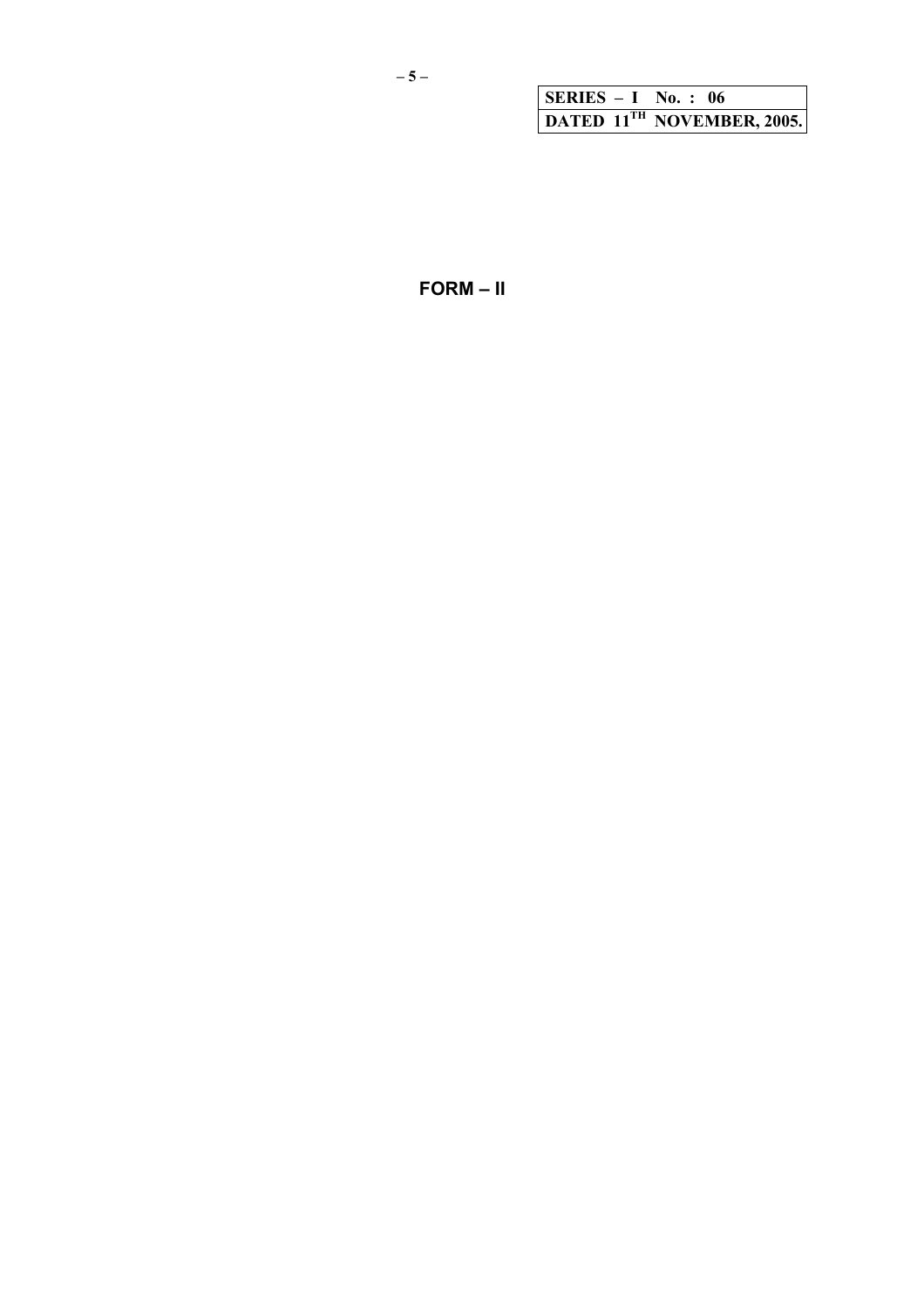| SERIES – I No. : 06 |
| --- |
| DATED 11TH NOVEMBER, 2005. |

# FORM – II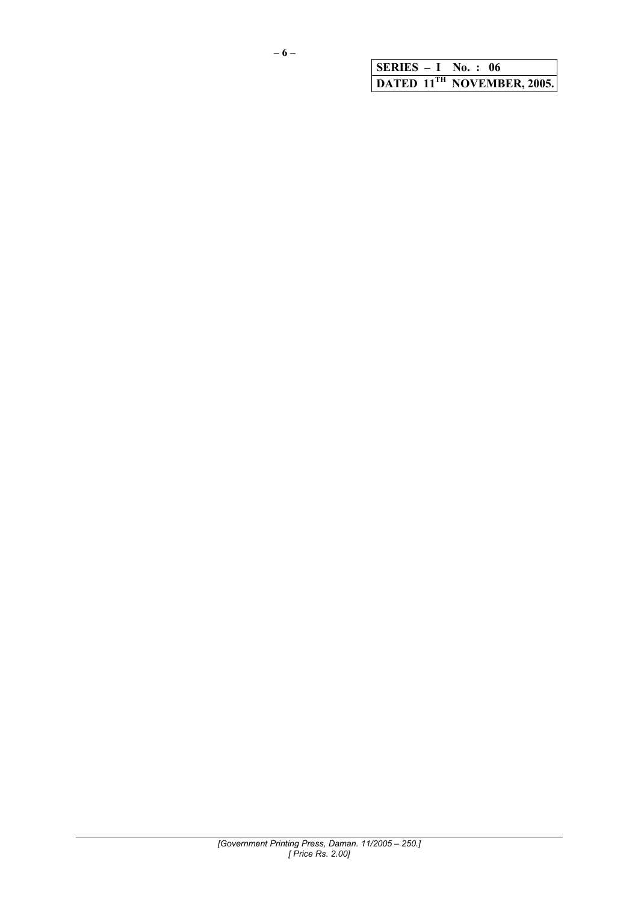*[Government Printing Press, Daman. 11/2005 – 250.]*
*[ Price Rs. 2.00]*